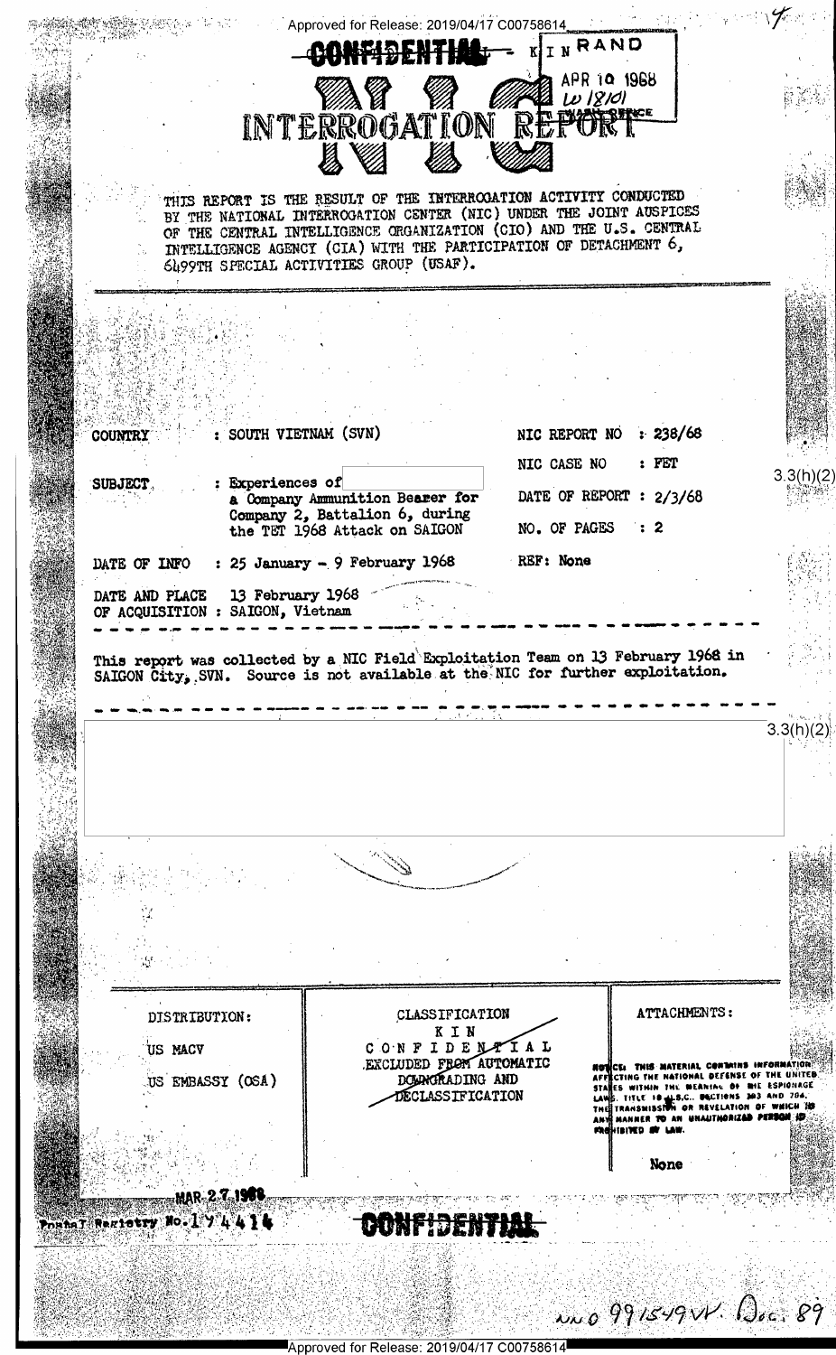CONFIDENTIAL - KIN

RAND
APR 10 1968
W 18101
WASH. OFFICE

# NIC INTERROGATION REPORT

THIS REPORT IS THE RESULT OF THE INTERROGATION ACTIVITY CONDUCTED BY THE NATIONAL INTERROGATION CENTER (NIC) UNDER THE JOINT AUSPICES OF THE CENTRAL INTELLIGENCE ORGANIZATION (CIO) AND THE U.S. CENTRAL INTELLIGENCE AGENCY (CIA) WITH THE PARTICIPATION OF DETACHMENT 6, 6499TH SPECIAL ACTIVITIES GROUP (USAF).

| | | | |
|---|---|---|---|
| COUNTRY | : SOUTH VIETNAM (SVN) | NIC REPORT NO | : 238/68 |
| | | NIC CASE NO | : FET |
| SUBJECT | : Experiences of [redacted] a Company Ammunition Bearer for Company 2, Battalion 6, during the TET 1968 Attack on SAIGON | DATE OF REPORT | : 2/3/68 |
| | | NO. OF PAGES | : 2 |
| DATE OF INFO | : 25 January - 9 February 1968 | REF: None | |
| DATE AND PLACE OF ACQUISITION | : 13 February 1968 SAIGON, Vietnam | | |

3.3(h)(2)

This report was collected by a NIC Field Exploitation Team on 13 February 1968 in SAIGON City, SVN. Source is not available at the NIC for further exploitation.

3.3(h)(2)

| DISTRIBUTION: | CLASSIFICATION | ATTACHMENTS: |
|---|---|---|
| US MACV<br>US EMBASSY (OSA) | KIN<br>CONFIDENTIAL<br>EXCLUDED FROM AUTOMATIC DOWNGRADING AND DECLASSIFICATION | NOTICE: THIS MATERIAL CONTAINS INFORMATION AFFECTING THE NATIONAL DEFENSE OF THE UNITED STATES WITHIN THE MEANING OF THE ESPIONAGE LAWS, TITLE 18, U.S.C., SECTIONS 793 AND 794, THE TRANSMISSION OR REVELATION OF WHICH IN ANY MANNER TO AN UNAUTHORIZED PERSON IS PROHIBITED BY LAW.<br><br>None |

MAR 27 1968
Registry No. 174414

CONFIDENTIAL

NNO 991549VN. Doc. 89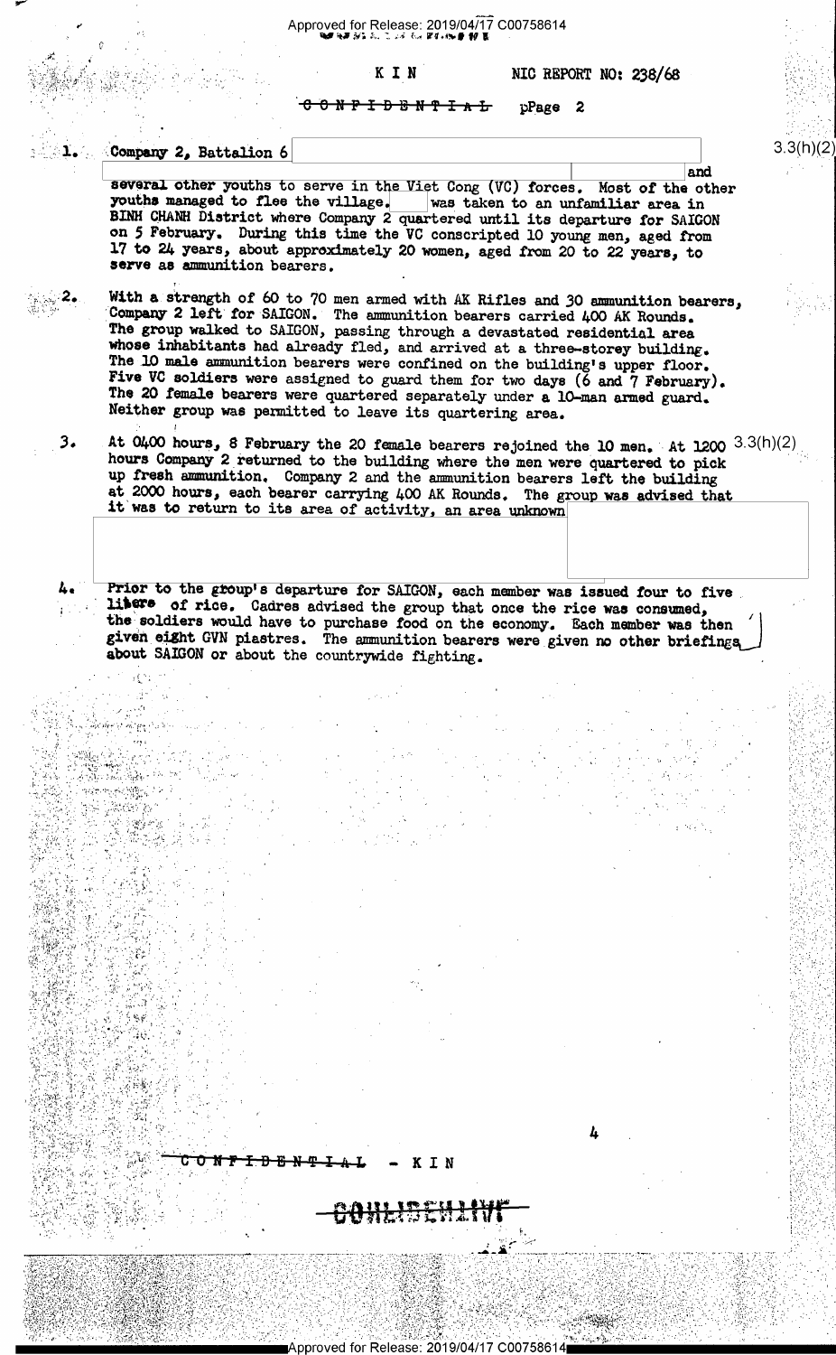CONFIDENTIAL

1. Company 2, Battalion 6 [redacted] and several other youths to serve in the Viet Cong (VC) forces. Most of the other youths managed to flee the village. [redacted] was taken to an unfamiliar area in BINH CHANH District where Company 2 quartered until its departure for SAIGON on 5 February. During this time the VC conscripted 10 young men, aged from 17 to 24 years, about approximately 20 women, aged from 20 to 22 years, to serve as ammunition bearers.

2. With a strength of 60 to 70 men armed with AK Rifles and 30 ammunition bearers, Company 2 left for SAIGON. The ammunition bearers carried 400 AK Rounds. The group walked to SAIGON, passing through a devastated residential area whose inhabitants had already fled, and arrived at a three-storey building. The 10 male ammunition bearers were confined on the building's upper floor. Five VC soldiers were assigned to guard them for two days (6 and 7 February). The 20 female bearers were quartered separately under a 10-man armed guard. Neither group was permitted to leave its quartering area.

3. At 0400 hours, 8 February the 20 female bearers rejoined the 10 men. At 1200 hours Company 2 returned to the building where the men were quartered to pick up fresh ammunition. Company 2 and the ammunition bearers left the building at 2000 hours, each bearer carrying 400 AK Rounds. The group was advised that it was to return to its area of activity, an area unknown [redacted]

4. Prior to the group's departure for SAIGON, each member was issued four to five litere of rice. Cadres advised the group that once the rice was consumed, the soldiers would have to purchase food on the economy. Each member was then given eight GVN piastres. The ammunition bearers were given no other briefings about SAIGON or about the countrywide fighting.

CONFIDENTIAL - KIN